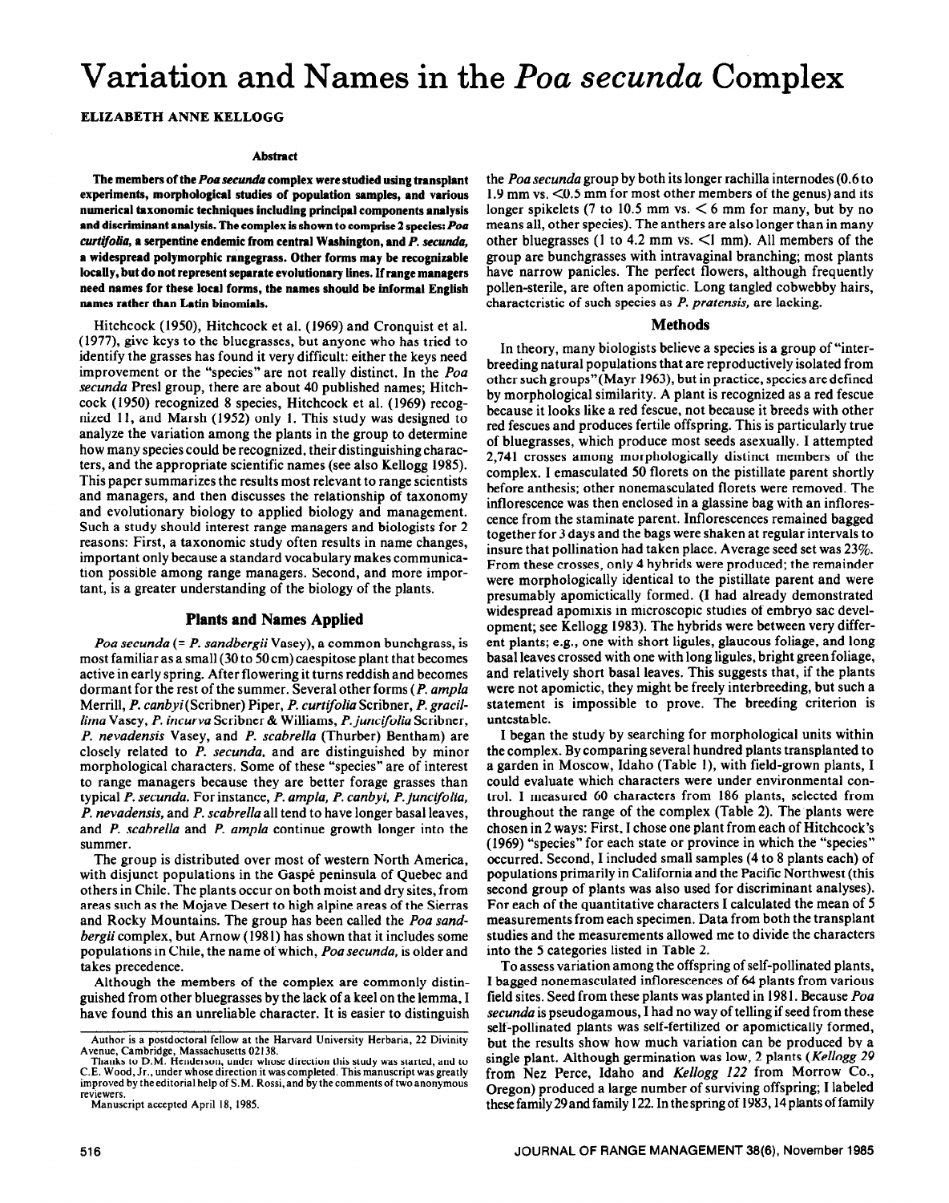# Variation and Names in the *Poa secunda* Complex

**ELIZABETH ANNE KELLOGG**

### Abstract

**The members of the *Poa secunda* complex were studied using transplant experiments, morphological studies of population samples, and various numerical taxonomic techniques including principal components analysis and discriminant analysis. The complex is shown to comprise 2 species: *Poa curtifolia*, a serpentine endemic from central Washington, and *P. secunda*, a widespread polymorphic rangegrass. Other forms may be recognizable locally, but do not represent separate evolutionary lines. If range managers need names for these local forms, the names should be informal English names rather than Latin binomials.**

Hitchcock (1950), Hitchcock et al. (1969) and Cronquist et al. (1977), give keys to the bluegrasses, but anyone who has tried to identify the grasses has found it very difficult: either the keys need improvement or the "species" are not really distinct. In the *Poa secunda* Presl group, there are about 40 published names; Hitchcock (1950) recognized 8 species, Hitchcock et al. (1969) recognized 11, and Marsh (1952) only 1. This study was designed to analyze the variation among the plants in the group to determine how many species could be recognized, their distinguishing characters, and the appropriate scientific names (see also Kellogg 1985). This paper summarizes the results most relevant to range scientists and managers, and then discusses the relationship of taxonomy and evolutionary biology to applied biology and management. Such a study should interest range managers and biologists for 2 reasons: First, a taxonomic study often results in name changes, important only because a standard vocabulary makes communication possible among range managers. Second, and more important, is a greater understanding of the biology of the plants.

## Plants and Names Applied

*Poa secunda* (= *P. sandbergii* Vasey), a common bunchgrass, is most familiar as a small (30 to 50 cm) caespitose plant that becomes active in early spring. After flowering it turns reddish and becomes dormant for the rest of the summer. Several other forms (*P. ampla* Merrill, *P. canbyi* (Scribner) Piper, *P. curtifolia* Scribner, *P. gracillima* Vasey, *P. incurva* Scribner & Williams, *P. juncifolia* Scribner, *P. nevadensis* Vasey, and *P. scabrella* (Thurber) Bentham) are closely related to *P. secunda*, and are distinguished by minor morphological characters. Some of these "species" are of interest to range managers because they are better forage grasses than typical *P. secunda*. For instance, *P. ampla, P. canbyi, P. juncifolia, P. nevadensis*, and *P. scabrella* all tend to have longer basal leaves, and *P. scabrella* and *P. ampla* continue growth longer into the summer.

The group is distributed over most of western North America, with disjunct populations in the Gaspé peninsula of Quebec and others in Chile. The plants occur on both moist and dry sites, from areas such as the Mojave Desert to high alpine areas of the Sierras and Rocky Mountains. The group has been called the *Poa sandbergii* complex, but Arnow (1981) has shown that it includes some populations in Chile, the name of which, *Poa secunda*, is older and takes precedence.

Although the members of the complex are commonly distinguished from other bluegrasses by the lack of a keel on the lemma, I have found this an unreliable character. It is easier to distinguish the *Poa secunda* group by both its longer rachilla internodes (0.6 to 1.9 mm vs. <0.5 mm for most other members of the genus) and its longer spikelets (7 to 10.5 mm vs. < 6 mm for many, but by no means all, other species). The anthers are also longer than in many other bluegrasses (1 to 4.2 mm vs. <1 mm). All members of the group are bunchgrasses with intravaginal branching; most plants have narrow panicles. The perfect flowers, although frequently pollen-sterile, are often apomictic. Long tangled cobwebby hairs, characteristic of such species as *P. pratensis*, are lacking.

## Methods

In theory, many biologists believe a species is a group of "interbreeding natural populations that are reproductively isolated from other such groups" (Mayr 1963), but in practice, species are defined by morphological similarity. A plant is recognized as a red fescue because it looks like a red fescue, not because it breeds with other red fescues and produces fertile offspring. This is particularly true of bluegrasses, which produce most seeds asexually. I attempted 2,741 crosses among morphologically distinct members of the complex. I emasculated 50 florets on the pistillate parent shortly before anthesis; other nonemasculated florets were removed. The inflorescence was then enclosed in a glassine bag with an inflorescence from the staminate parent. Inflorescences remained bagged together for 3 days and the bags were shaken at regular intervals to insure that pollination had taken place. Average seed set was 23%. From these crosses, only 4 hybrids were produced; the remainder were morphologically identical to the pistillate parent and were presumably apomictically formed. (I had already demonstrated widespread apomixis in microscopic studies of embryo sac development; see Kellogg 1983). The hybrids were between very different plants; e.g., one with short ligules, glaucous foliage, and long basal leaves crossed with one with long ligules, bright green foliage, and relatively short basal leaves. This suggests that, if the plants were not apomictic, they might be freely interbreeding, but such a statement is impossible to prove. The breeding criterion is untestable.

I began the study by searching for morphological units within the complex. By comparing several hundred plants transplanted to a garden in Moscow, Idaho (Table 1), with field-grown plants, I could evaluate which characters were under environmental control. I measured 60 characters from 186 plants, selected from throughout the range of the complex (Table 2). The plants were chosen in 2 ways: First, I chose one plant from each of Hitchcock's (1969) "species" for each state or province in which the "species" occurred. Second, I included small samples (4 to 8 plants each) of populations primarily in California and the Pacific Northwest (this second group of plants was also used for discriminant analyses). For each of the quantitative characters I calculated the mean of 5 measurements from each specimen. Data from both the transplant studies and the measurements allowed me to divide the characters into the 5 categories listed in Table 2.

To assess variation among the offspring of self-pollinated plants, I bagged nonemasculated inflorescences of 64 plants from various field sites. Seed from these plants was planted in 1981. Because *Poa secunda* is pseudogamous, I had no way of telling if seed from these self-pollinated plants was self-fertilized or apomictically formed, but the results show how much variation can be produced by a single plant. Although germination was low, 2 plants (*Kellogg 29* from Nez Perce, Idaho and *Kellogg 122* from Morrow Co., Oregon) produced a large number of surviving offspring; I labeled these family 29 and family 122. In the spring of 1983, 14 plants of family

---

Author is a postdoctoral fellow at the Harvard University Herbaria, 22 Divinity Avenue, Cambridge, Massachusetts 02138.

Thanks to D.M. Henderson, under whose direction this study was started, and to C.E. Wood, Jr., under whose direction it was completed. This manuscript was greatly improved by the editorial help of S.M. Rossi, and by the comments of two anonymous reviewers.

Manuscript accepted April 18, 1985.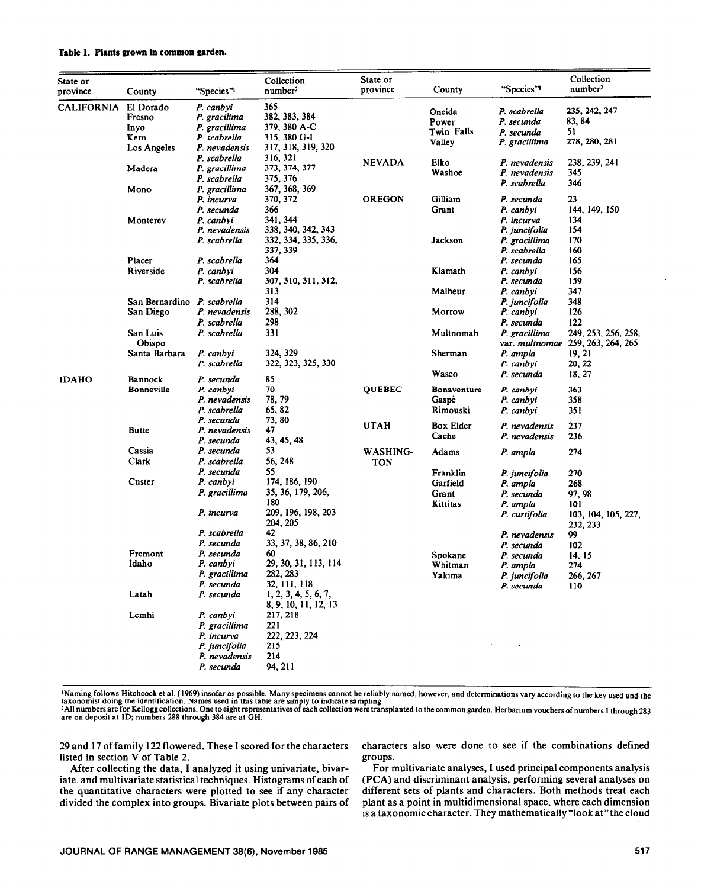**Table 1. Plants grown in common garden.**

| State or province | County | "Species"[1] | Collection number[2] |
|---|---|---|---|
| CALIFORNIA | El Dorado | *P. canbyi* | 365 |
| | Fresno | *P. gracilima* | 382, 383, 384 |
| | Inyo | *P. gracillima* | 379, 380 A-C |
| | Kern | *P. scabrella* | 315, 380 G-I |
| | Los Angeles | *P. nevadensis* | 317, 318, 319, 320 |
| | | *P. scabrella* | 316, 321 |
| | Madera | *P. gracillima* | 373, 374, 377 |
| | | *P. scabrella* | 375, 376 |
| | Mono | *P. gracillima* | 367, 368, 369 |
| | | *P. incurva* | 370, 372 |
| | | *P. secunda* | 366 |
| | Monterey | *P. canbyi* | 341, 344 |
| | | *P. nevadensis* | 338, 340, 342, 343 |
| | | *P. scabrella* | 332, 334, 335, 336, 337, 339 |
| | Placer | *P. scabrella* | 364 |
| | Riverside | *P. canbyi* | 304 |
| | | *P. scabrella* | 307, 310, 311, 312, 313 |
| | San Bernardino | *P. scabrella* | 314 |
| | San Diego | *P. nevadensis* | 288, 302 |
| | | *P. scabrella* | 298 |
| | San Luis Obispo | *P. scabrella* | 331 |
| | Santa Barbara | *P. canbyi* | 324, 329 |
| | | *P. scabrella* | 322, 323, 325, 330 |
| IDAHO | Bannock | *P. secunda* | 85 |
| | Bonneville | *P. canbyi* | 70 |
| | | *P. nevadensis* | 78, 79 |
| | | *P. scabrella* | 65, 82 |
| | | *P. secunda* | 73, 80 |
| | Butte | *P. nevadensis* | 47 |
| | | *P. secunda* | 43, 45, 48 |
| | Cassia | *P. secunda* | 53 |
| | Clark | *P. scabrella* | 56, 248 |
| | | *P. secunda* | 55 |
| | Custer | *P. canbyi* | 174, 186, 190 |
| | | *P. gracillima* | 35, 36, 179, 206, 180 |
| | | *P. incurva* | 209, 196, 198, 203 204, 205 |
| | | *P. scabrella* | 42 |
| | | *P. secunda* | 33, 37, 38, 86, 210 |
| | Fremont | *P. secunda* | 60 |
| | Idaho | *P. canbyi* | 29, 30, 31, 113, 114 |
| | | *P. gracillima* | 282, 283 |
| | | *P. secunda* | 32, 111, 118 |
| | Latah | *P. secunda* | 1, 2, 3, 4, 5, 6, 7, 8, 9, 10, 11, 12, 13 |
| | Lemhi | *P. canbyi* | 217, 218 |
| | | *P. gracillima* | 221 |
| | | *P. incurva* | 222, 223, 224 |
| | | *P. juncifolia* | 215 |
| | | *P. nevadensis* | 214 |
| | | *P. secunda* | 94, 211 |
| | Oneida | *P. scabrella* | 235, 242, 247 |
| | Power | *P. secunda* | 83, 84 |
| | Twin Falls | *P. secunda* | 51 |
| | Valley | *P. gracillima* | 278, 280, 281 |
| NEVADA | Elko | *P. nevadensis* | 238, 239, 241 |
| | Washoe | *P. nevadensis* | 345 |
| | | *P. scabrella* | 346 |
| OREGON | Gilliam | *P. secunda* | 23 |
| | Grant | *P. canbyi* | 144, 149, 150 |
| | | *P. incurva* | 134 |
| | | *P. juncifolia* | 154 |
| | Jackson | *P. gracillima* | 170 |
| | | *P. scabrella* | 160 |
| | | *P. secunda* | 165 |
| | Klamath | *P. canbyi* | 156 |
| | | *P. secunda* | 159 |
| | Malheur | *P. canbyi* | 347 |
| | | *P. juncifolia* | 348 |
| | Morrow | *P. canbyi* | 126 |
| | | *P. secunda* | 122 |
| | Multnomah | *P. gracillima* var. *multnomae* | 249, 253, 256, 258, 259, 263, 264, 265 |
| | Sherman | *P. ampla* | 19, 21 |
| | | *P. canbyi* | 20, 22 |
| | Wasco | *P. secunda* | 18, 27 |
| QUEBEC | Bonaventure | *P. canbyi* | 363 |
| | Gaspé | *P. canbyi* | 358 |
| | Rimouski | *P. canbyi* | 351 |
| UTAH | Box Elder | *P. nevadensis* | 237 |
| | Cache | *P. nevadensis* | 236 |
| WASHINGTON | Adams | *P. ampla* | 274 |
| | Franklin | *P. juncifolia* | 270 |
| | Garfield | *P. ampla* | 268 |
| | Grant | *P. secunda* | 97, 98 |
| | Kittitas | *P. ampla* | 101 |
| | | *P. curtifolia* | 103, 104, 105, 227, 232, 233 |
| | | *P. nevadensis* | 99 |
| | | *P. secunda* | 102 |
| | Spokane | *P. secunda* | 14, 15 |
| | Whitman | *P. ampla* | 274 |
| | Yakima | *P. juncifolia* | 266, 267 |
| | | *P. secunda* | 110 |

[1]Naming follows Hitchcock et al. (1969) insofar as possible. Many specimens cannot be reliably named, however, and determinations vary according to the key used and the taxonomist doing the identification. Names used in this table are simply to indicate sampling.

[2]All numbers are for Kellogg collections. One to eight representatives of each collection were transplanted to the common garden. Herbarium vouchers of numbers 1 through 283 are on deposit at ID; numbers 288 through 384 are at GH.

29 and 17 of family 122 flowered. These I scored for the characters listed in section V of Table 2.

After collecting the data, I analyzed it using univariate, bivariate, and multivariate statistical techniques. Histograms of each of the quantitative characters were plotted to see if any character divided the complex into groups. Bivariate plots between pairs of characters also were done to see if the combinations defined groups.

For multivariate analyses, I used principal components analysis (PCA) and discriminant analysis, performing several analyses on different sets of plants and characters. Both methods treat each plant as a point in multidimensional space, where each dimension is a taxonomic character. They mathematically "look at" the cloud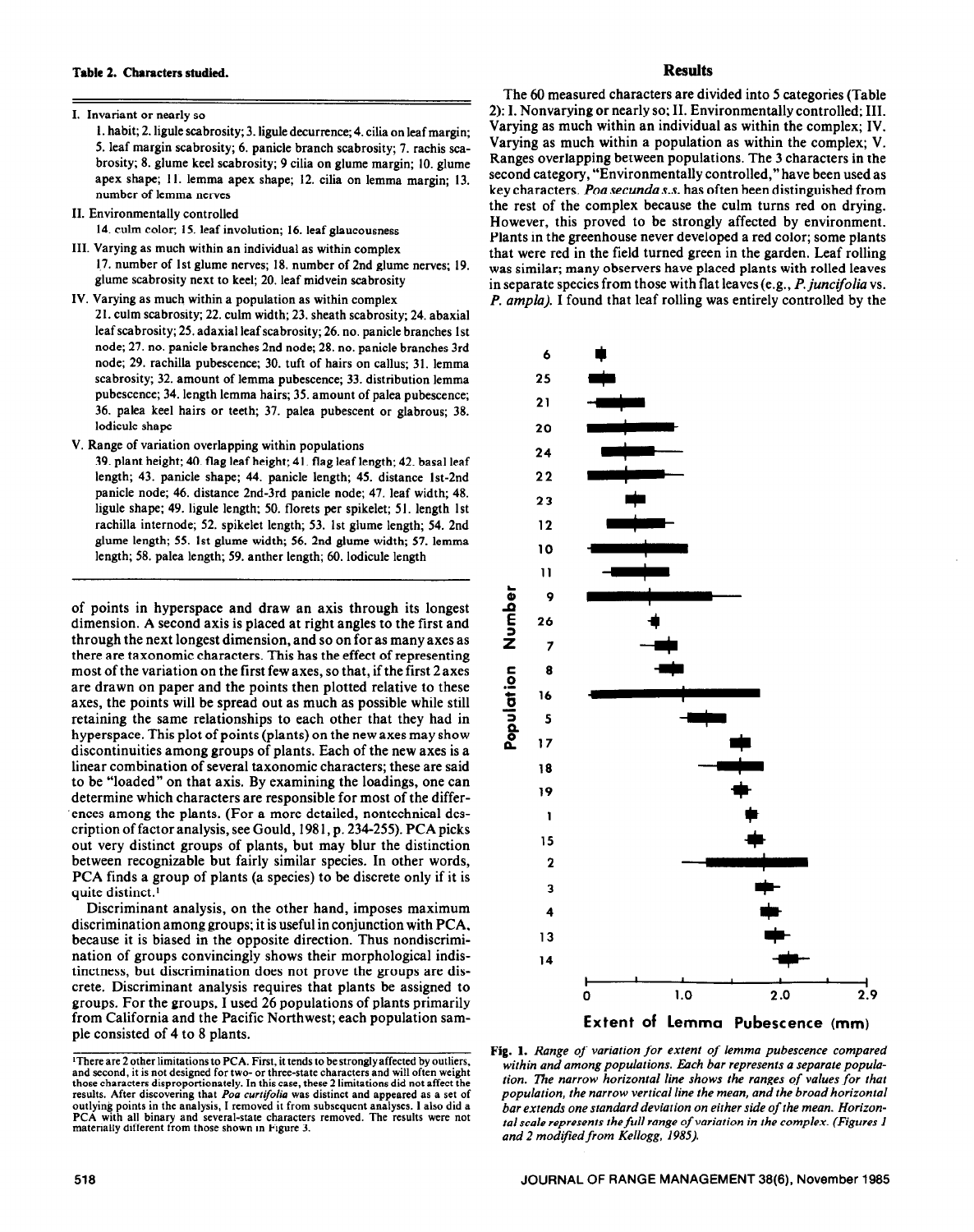**Table 2. Characters studied.**

I. Invariant or nearly so

1. habit; 2. ligule scabrosity; 3. ligule decurrence; 4. cilia on leaf margin; 5. leaf margin scabrosity; 6. panicle branch scabrosity; 7. rachis scabrosity; 8. glume keel scabrosity; 9 cilia on glume margin; 10. glume apex shape; 11. lemma apex shape; 12. cilia on lemma margin; 13. number of lemma nerves

II. Environmentally controlled

14. culm color; 15. leaf involution; 16. leaf glaucousness

III. Varying as much within an individual as within complex

17. number of 1st glume nerves; 18. number of 2nd glume nerves; 19. glume scabrosity next to keel; 20. leaf midvein scabrosity

IV. Varying as much within a population as within complex

21. culm scabrosity; 22. culm width; 23. sheath scabrosity; 24. abaxial leaf scabrosity; 25. adaxial leaf scabrosity; 26. no. panicle branches 1st node; 27. no. panicle branches 2nd node; 28. no. panicle branches 3rd node; 29. rachilla pubescence; 30. tuft of hairs on callus; 31. lemma scabrosity; 32. amount of lemma pubescence; 33. distribution lemma pubescence; 34. length lemma hairs; 35. amount of palea pubescence; 36. palea keel hairs or teeth; 37. palea pubescent or glabrous; 38. lodicule shape

V. Range of variation overlapping within populations

39. plant height; 40. flag leaf height; 41. flag leaf length; 42. basal leaf length; 43. panicle shape; 44. panicle length; 45. distance 1st-2nd panicle node; 46. distance 2nd-3rd panicle node; 47. leaf width; 48. ligule shape; 49. ligule length; 50. florets per spikelet; 51. length 1st rachilla internode; 52. spikelet length; 53. 1st glume length; 54. 2nd glume length; 55. 1st glume width; 56. 2nd glume width; 57. lemma length; 58. palea length; 59. anther length; 60. lodicule length

of points in hyperspace and draw an axis through its longest dimension. A second axis is placed at right angles to the first and through the next longest dimension, and so on for as many axes as there are taxonomic characters. This has the effect of representing most of the variation on the first few axes, so that, if the first 2 axes are drawn on paper and the points then plotted relative to these axes, the points will be spread out as much as possible while still retaining the same relationships to each other that they had in hyperspace. This plot of points (plants) on the new axes may show discontinuities among groups of plants. Each of the new axes is a linear combination of several taxonomic characters; these are said to be "loaded" on that axis. By examining the loadings, one can determine which characters are responsible for most of the differences among the plants. (For a more detailed, nontechnical description of factor analysis, see Gould, 1981, p. 234-255). PCA picks out very distinct groups of plants, but may blur the distinction between recognizable but fairly similar species. In other words, PCA finds a group of plants (a species) to be discrete only if it is quite distinct.[1]

Discriminant analysis, on the other hand, imposes maximum discrimination among groups; it is useful in conjunction with PCA, because it is biased in the opposite direction. Thus nondiscrimination of groups convincingly shows their morphological indistinctness, but discrimination does not prove the groups are discrete. Discriminant analysis requires that plants be assigned to groups. For the groups, I used 26 populations of plants primarily from California and the Pacific Northwest; each population sample consisted of 4 to 8 plants.

[1]There are 2 other limitations to PCA. First, it tends to be strongly affected by outliers, and second, it is not designed for two- or three-state characters and will often weight those characters disproportionately. In this case, these 2 limitations did not affect the results. After discovering that *Poa curtifolia* was distinct and appeared as a set of outlying points in the analysis, I removed it from subsequent analyses. I also did a PCA with all binary and several-state characters removed. The results were not materially different from those shown in Figure 3.

## Results

The 60 measured characters are divided into 5 categories (Table 2): I. Nonvarying or nearly so; II. Environmentally controlled; III. Varying as much within an individual as within the complex; IV. Varying as much within a population as within the complex; V. Ranges overlapping between populations. The 3 characters in the second category, "Environmentally controlled," have been used as key characters. *Poa secunda s.s.* has often been distinguished from the rest of the complex because the culm turns red on drying. However, this proved to be strongly affected by environment. Plants in the greenhouse never developed a red color; some plants that were red in the field turned green in the garden. Leaf rolling was similar; many observers have placed plants with rolled leaves in separate species from those with flat leaves (e.g., *P. juncifolia* vs. *P. ampla).* I found that leaf rolling was entirely controlled by the

Fig. 1. *Range of variation for extent of lemma pubescence compared within and among populations. Each bar represents a separate population. The narrow horizontal line shows the ranges of values for that population, the narrow vertical line the mean, and the broad horizontal bar extends one standard deviation on either side of the mean. Horizontal scale represents the full range of variation in the complex. (Figures 1 and 2 modified from Kellogg, 1985).*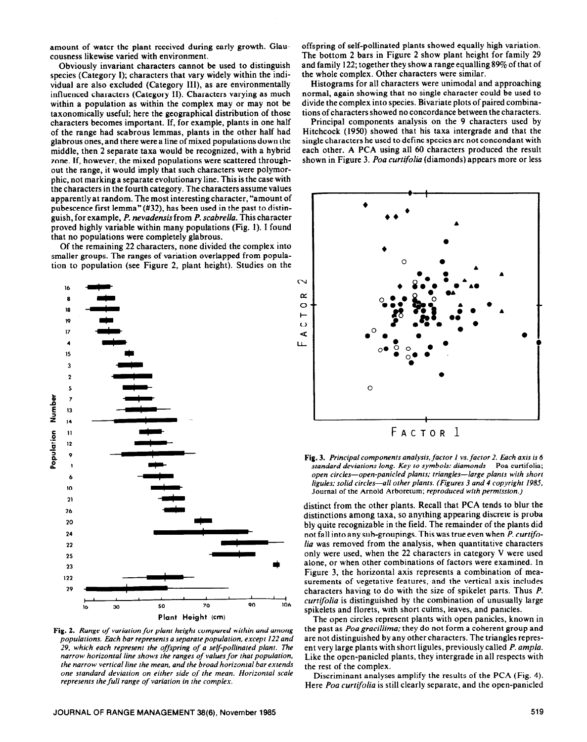amount of water the plant received during early growth. Glaucousness likewise varied with environment.

Obviously invariant characters cannot be used to distinguish species (Category I); characters that vary widely within the individual are also excluded (Category II), as are environmentally influenced characters (Category III). Characters varying as much within a population as within the complex may or may not be taxonomically useful; here the geographical distribution of those characters becomes important. If, for example, plants in one half of the range had scabrous lemmas, plants in the other half had glabrous ones, and there were a line of mixed populations down the middle, then 2 separate taxa would be recognized, with a hybrid zone. If, however, the mixed populations were scattered throughout the range, it would imply that such characters were polymorphic, not marking a separate evolutionary line. This is the case with the characters in the fourth category. The characters assume values apparently at random. The most interesting character, "amount of pubescence first lemma" (#32), has been used in the past to distinguish, for example, *P. nevadensis* from *P. scabrella*. This character proved highly variable within many populations (Fig. 1). I found that no populations were completely glabrous.

Of the remaining 22 characters, none divided the complex into smaller groups. The ranges of variation overlapped from population to population (see Figure 2, plant height). Studies on the offspring of self-pollinated plants showed equally high variation. The bottom 2 bars in Figure 2 show plant height for family 29 and family 122; together they show a range equalling 89% of that of the whole complex. Other characters were similar.

**Fig. 2.** *Range of variation for plant height compared within and among populations. Each bar represents a separate population, except 122 and 29, which each represent the offspring of a self-pollinated plant. The narrow horizontal line shows the ranges of values for that population, the narrow vertical line the mean, and the broad horizontal bar extends one standard deviation on either side of the mean. Horizontal scale represents the full range of variation in the complex.*

Histograms for all characters were unimodal and approaching normal, again showing that no single character could be used to divide the complex into species. Bivariate plots of paired combinations of characters showed no concordance between the characters.

Principal components analysis on the 9 characters used by Hitchcock (1950) showed that his taxa intergrade and that the single characters he used to define species are not concondant with each other. A PCA using all 60 characters produced the result shown in Figure 3. *Poa curtifolia* (diamonds) appears more or less distinct from the other plants. Recall that PCA tends to blur the distinctions among taxa, so anything appearing discrete is probably quite recognizable in the field. The remainder of the plants did not fall into any sub-groupings. This was true even when *P. curtifolia* was removed from the analysis, when quantitative characters only were used, when the 22 characters in category V were used alone, or when other combinations of factors were examined. In Figure 3, the horizontal axis represents a combination of measurements of vegetative features, and the vertical axis includes characters having to do with the size of spikelet parts. Thus *P. curtifolia* is distinguished by the combination of unusually large spikelets and florets, with short culms, leaves, and panicles.

**Fig. 3.** *Principal components analysis, factor 1 vs. factor 2. Each axis is 6 standard deviations long. Key to symbols: diamonds* Poa curtifolia; *open circles—open-panicled plants; triangles—large plants with short ligules; solid circles—all other plants. (Figures 3 and 4 copyright 1985,* Journal of the Arnold Arboretum; *reproduced with permission.)*

The open circles represent plants with open panicles, known in the past as *Poa gracillima;* they do not form a coherent group and are not distinguished by any other characters. The triangles represent very large plants with short ligules, previously called *P. ampla*. Like the open-panicled plants, they intergrade in all respects with the rest of the complex.

Discriminant analyses amplify the results of the PCA (Fig. 4). Here *Poa curtifolia* is still clearly separate, and the open-panicled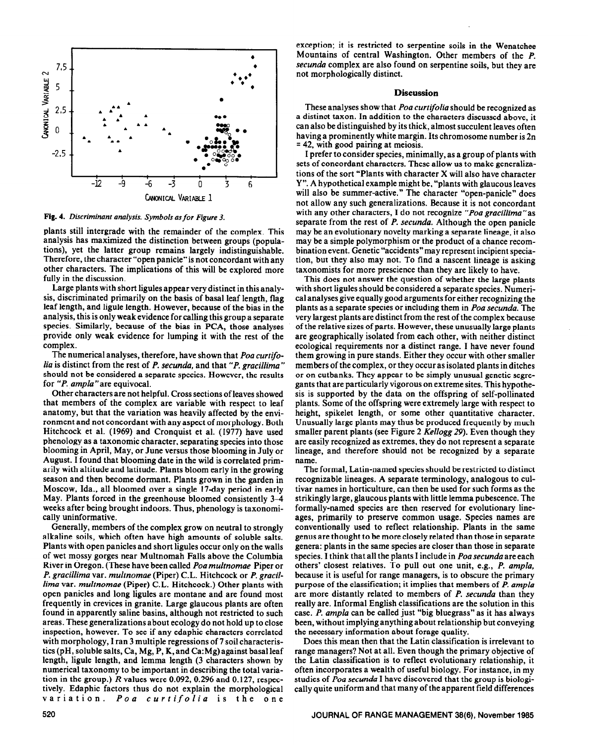CANONICAL VARIABLE 2

7.5

5

2.5

0

-2.5

-12 -9 -6 -3 0 3 6

CANONICAL VARIABLE 1

**Fig. 4.** *Discriminant analysis. Symbols as for Figure 3.*

plants still intergrade with the remainder of the complex. This analysis has maximized the distinction between groups (populations), yet the latter group remains largely indistinguishable. Therefore, the character "open panicle" is not concordant with any other characters. The implications of this will be explored more fully in the discussion.

Large plants with short ligules appear very distinct in this analysis, discriminated primarily on the basis of basal leaf length, flag leaf length, and ligule length. However, because of the bias in the analysis, this is only weak evidence for calling this group a separate species. Similarly, because of the bias in PCA, those analyses provide only weak evidence for lumping it with the rest of the complex.

The numerical analyses, therefore, have shown that *Poa curtifolia* is distinct from the rest of *P. secunda*, and that *"P. gracillima"* should not be considered a separate species. However, the results for *"P. ampla"* are equivocal.

Other characters are not helpful. Cross sections of leaves showed that members of the complex are variable with respect to leaf anatomy, but that the variation was heavily affected by the environment and not concordant with any aspect of morphology. Both Hitchcock et al. (1969) and Cronquist et al. (1977) have used phenology as a taxonomic character, separating species into those blooming in April, May, or June versus those blooming in July or August. I found that blooming date in the wild is correlated primarily with altitude and latitude. Plants bloom early in the growing season and then become dormant. Plants grown in the garden in Moscow, Ida., all bloomed over a single 17-day period in early May. Plants forced in the greenhouse bloomed consistently 3–4 weeks after being brought indoors. Thus, phenology is taxonomically uninformative.

Generally, members of the complex grow on neutral to strongly alkaline soils, which often have high amounts of soluble salts. Plants with open panicles and short ligules occur only on the walls of wet mossy gorges near Multnomah Falls above the Columbia River in Oregon. (These have been called *Poa multnomae* Piper or *P. gracillima* var. *multnomae* (Piper) C.L. Hitchcock or *P. gracillima* var. *multnomae* (Piper) C.L. Hitchcock.) Other plants with open panicles and long ligules are montane and are found most frequently in crevices in granite. Large glaucous plants are often found in apparently saline basins, although not restricted to such areas. These generalizations about ecology do not hold up to close inspection, however. To see if any edaphic characters correlated with morphology, I ran 3 multiple regressions of 7 soil characteristics (pH, soluble salts, Ca, Mg, P, K, and Ca:Mg) against basal leaf length, ligule length, and lemma length (3 characters shown by numerical taxonomy to be important in describing the total variation in the group.) $R$ values were 0.092, 0.296 and 0.127, respectively. Edaphic factors thus do not explain the morphological variation. *Poa curtifolia* is the one exception; it is restricted to serpentine soils in the Wenatchee Mountains of central Washington. Other members of the *P. secunda* complex are also found on serpentine soils, but they are not morphologically distinct.

## Discussion

These analyses show that *Poa curtifolia* should be recognized as a distinct taxon. In addition to the characters discussed above, it can also be distinguished by its thick, almost succulent leaves often having a prominently white margin. Its chromosome number is 2n = 42, with good pairing at meiosis.

I prefer to consider species, minimally, as a group of plants with sets of concordant characters. These allow us to make generalizations of the sort "Plants with character X will also have character Y". A hypothetical example might be, "plants with glaucous leaves will also be summer-active." The character "open-panicle" does not allow any such generalizations. Because it is not concordant with any other characters, I do not recognize *"Poa gracillima"* as separate from the rest of *P. secunda*. Although the open panicle may be an evolutionary novelty marking a separate lineage, it also may be a simple polymorphism or the product of a chance recombination event. Genetic "accidents" may represent incipient speciation, but they also may not. To find a nascent lineage is asking taxonomists for more prescience than they are likely to have.

This does not answer the question of whether the large plants with short ligules should be considered a separate species. Numerical analyses give equally good arguments for either recognizing the plants as a separate species or including them in *Poa secunda*. The very largest plants are distinct from the rest of the complex because of the relative sizes of parts. However, these unusually large plants are geographically isolated from each other, with neither distinct ecological requirements nor a distinct range. I have never found them growing in pure stands. Either they occur with other smaller members of the complex, or they occur as isolated plants in ditches or on cutbanks. They appear to be simply unusual genetic segregants that are particularly vigorous on extreme sites. This hypothesis is supported by the data on the offspring of self-pollinated plants. Some of the offspring were extremely large with respect to height, spikelet length, or some other quantitative character. Unusually large plants may thus be produced frequently by much smaller parent plants (see Figure 2 *Kellogg 29*). Even though they are easily recognized as extremes, they do not represent a separate lineage, and therefore should not be recognized by a separate name.

The formal, Latin-named species should be restricted to distinct recognizable lineages. A separate terminology, analogous to cultivar names in horticulture, can then be used for such forms as the strikingly large, glaucous plants with little lemma pubescence. The formally-named species are then reserved for evolutionary lineages, primarily to preserve common usage. Species names are conventionally used to reflect relationship. Plants in the same genus are thought to be more closely related than those in separate genera: plants in the same species are closer than those in separate species. I think that all the plants I include in *Poa secunda* are each others' closest relatives. To pull out one unit, e.g., *P. ampla*, because it is useful for range managers, is to obscure the primary purpose of the classification; it implies that members of *P. ampla* are more distantly related to members of *P. secunda* than they really are. Informal English classifications are the solution in this case. *P. ampla* can be called just "big bluegrass" as it has always been, without implying anything about relationship but conveying the necessary information about forage quality.

Does this mean then that the Latin classification is irrelevant to range managers? Not at all. Even though the primary objective of the Latin classification is to reflect evolutionary relationship, it often incorporates a wealth of useful biology. For instance, in my studies of *Poa secunda* I have discovered that the group is biologically quite uniform and that many of the apparent field differences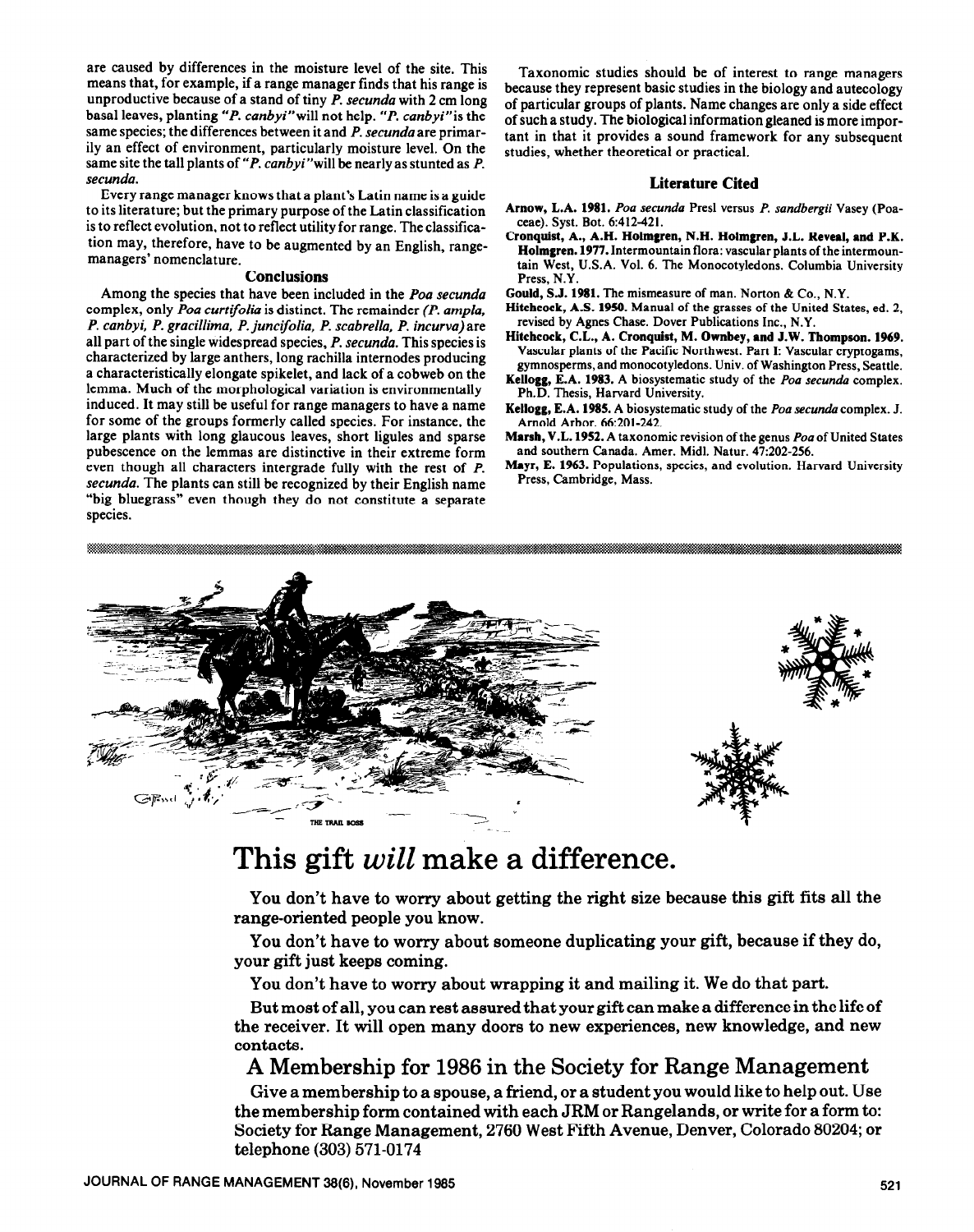are caused by differences in the moisture level of the site. This means that, for example, if a range manager finds that his range is unproductive because of a stand of tiny *P. secunda* with 2 cm long basal leaves, planting "*P. canbyi*" will not help. "*P. canbyi*" is the same species; the differences between it and *P. secunda* are primarily an effect of environment, particularly moisture level. On the same site the tall plants of "*P. canbyi*" will be nearly as stunted as *P. secunda*.

Every range manager knows that a plant's Latin name is a guide to its literature; but the primary purpose of the Latin classification is to reflect evolution, not to reflect utility for range. The classification may, therefore, have to be augmented by an English, range-managers' nomenclature.

## Conclusions

Among the species that have been included in the *Poa secunda* complex, only *Poa curtifolia* is distinct. The remainder (*P. ampla, P. canbyi, P. gracillima, P. juncifolia, P. scabrella, P. incurva*) are all part of the single widespread species, *P. secunda*. This species is characterized by large anthers, long rachilla internodes producing a characteristically elongate spikelet, and lack of a cobweb on the lemma. Much of the morphological variation is environmentally induced. It may still be useful for range managers to have a name for some of the groups formerly called species. For instance, the large plants with long glaucous leaves, short ligules and sparse pubescence on the lemmas are distinctive in their extreme form even though all characters intergrade fully with the rest of *P. secunda*. The plants can still be recognized by their English name "big bluegrass" even though they do not constitute a separate species.

Taxonomic studies should be of interest to range managers because they represent basic studies in the biology and autecology of particular groups of plants. Name changes are only a side effect of such a study. The biological information gleaned is more important in that it provides a sound framework for any subsequent studies, whether theoretical or practical.

## Literature Cited

**Arnow, L.A. 1981.** *Poa secunda* Presl versus *P. sandbergii* Vasey (Poaceae). Syst. Bot. 6:412-421.

**Cronquist, A., A.H. Holmgren, N.H. Holmgren, J.L. Reveal, and P.K. Holmgren. 1977.** Intermountain flora: vascular plants of the intermountain West, U.S.A. Vol. 6. The Monocotyledons. Columbia University Press, N.Y.

**Gould, S.J. 1981.** The mismeasure of man. Norton & Co., N.Y.

**Hitchcock, A.S. 1950.** Manual of the grasses of the United States, ed. 2, revised by Agnes Chase. Dover Publications Inc., N.Y.

**Hitchcock, C.L., A. Cronquist, M. Ownbey, and J.W. Thompson. 1969.** Vascular plants of the Pacific Northwest. Part I: Vascular cryptogams, gymnosperms, and monocotyledons. Univ. of Washington Press, Seattle.

**Kellogg, E.A. 1983.** A biosystematic study of the *Poa secunda* complex. Ph.D. Thesis, Harvard University.

**Kellogg, E.A. 1985.** A biosystematic study of the *Poa secunda* complex. J. Arnold Arbor. 66:201-242.

**Marsh, V.L. 1952.** A taxonomic revision of the genus *Poa* of United States and southern Canada. Amer. Midl. Natur. 47:202-256.

**Mayr, E. 1963.** Populations, species, and evolution. Harvard University Press, Cambridge, Mass.

THE TRAIL BOSS

# This gift *will* make a difference.

You don't have to worry about getting the right size because this gift fits all the range-oriented people you know.

You don't have to worry about someone duplicating your gift, because if they do, your gift just keeps coming.

You don't have to worry about wrapping it and mailing it. We do that part.

But most of all, you can rest assured that your gift can make a difference in the life of the receiver. It will open many doors to new experiences, new knowledge, and new contacts.

## A Membership for 1986 in the Society for Range Management

Give a membership to a spouse, a friend, or a student you would like to help out. Use the membership form contained with each JRM or Rangelands, or write for a form to: Society for Range Management, 2760 West Fifth Avenue, Denver, Colorado 80204; or telephone (303) 571-0174